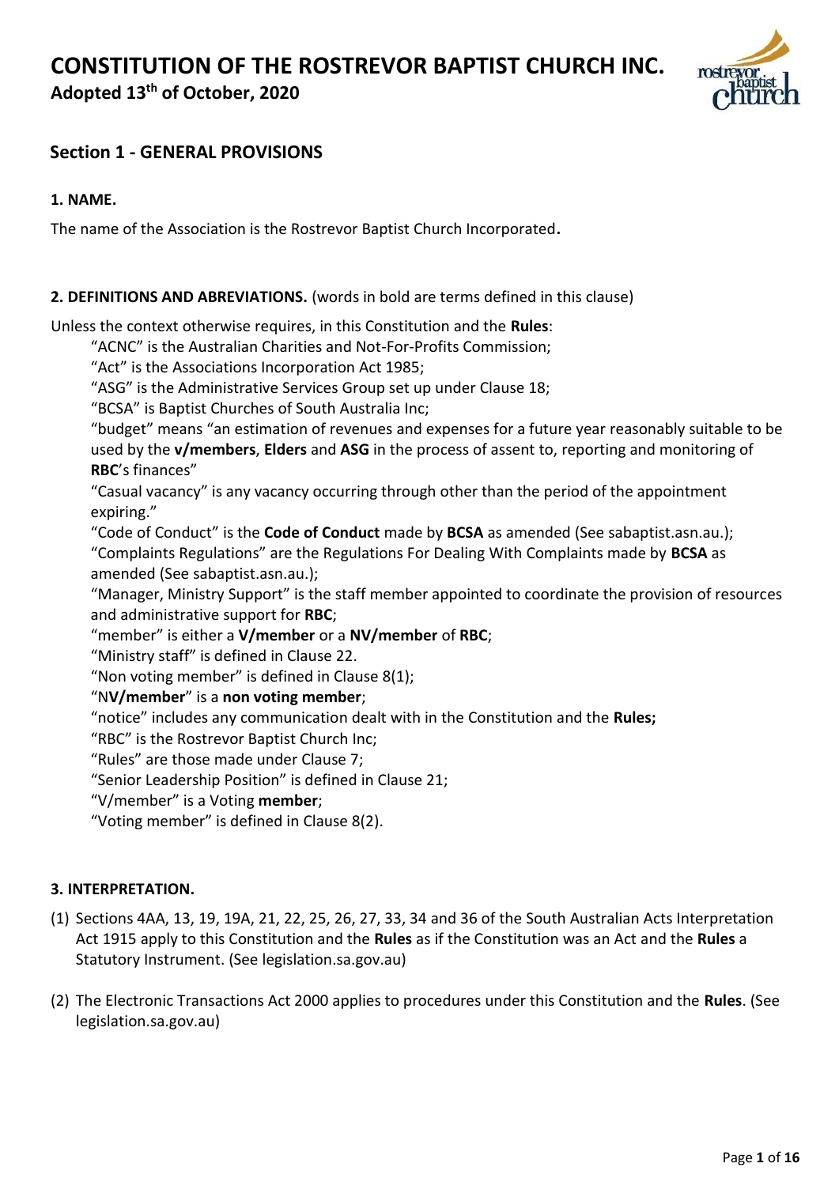# CONSTITUTION OF THE ROSTREVOR BAPTIST CHURCH INC.

**Adopted 13th of October, 2020**

## Section 1 - GENERAL PROVISIONS

### 1. NAME.

The name of the Association is the Rostrevor Baptist Church Incorporated**.**

### 2. DEFINITIONS AND ABREVIATIONS. (words in bold are terms defined in this clause)

Unless the context otherwise requires, in this Constitution and the **Rules**:

"ACNC" is the Australian Charities and Not-For-Profits Commission;
"Act" is the Associations Incorporation Act 1985;
"ASG" is the Administrative Services Group set up under Clause 18;
"BCSA" is Baptist Churches of South Australia Inc;
"budget" means "an estimation of revenues and expenses for a future year reasonably suitable to be used by the **v/members**, **Elders** and **ASG** in the process of assent to, reporting and monitoring of **RBC**'s finances"
"Casual vacancy" is any vacancy occurring through other than the period of the appointment expiring."
"Code of Conduct" is the **Code of Conduct** made by **BCSA** as amended (See sabaptist.asn.au.);
"Complaints Regulations" are the Regulations For Dealing With Complaints made by **BCSA** as amended (See sabaptist.asn.au.);
"Manager, Ministry Support" is the staff member appointed to coordinate the provision of resources and administrative support for **RBC**;
"member" is either a **V/member** or a **NV/member** of **RBC**;
"Ministry staff" is defined in Clause 22.
"Non voting member" is defined in Clause 8(1);
"N**V/member**" is a **non voting member**;
"notice" includes any communication dealt with in the Constitution and the **Rules;**
"RBC" is the Rostrevor Baptist Church Inc;
"Rules" are those made under Clause 7;
"Senior Leadership Position" is defined in Clause 21;
"V/member" is a Voting **member**;
"Voting member" is defined in Clause 8(2).

### 3. INTERPRETATION.

(1) Sections 4AA, 13, 19, 19A, 21, 22, 25, 26, 27, 33, 34 and 36 of the South Australian Acts Interpretation Act 1915 apply to this Constitution and the **Rules** as if the Constitution was an Act and the **Rules** a Statutory Instrument. (See legislation.sa.gov.au)

(2) The Electronic Transactions Act 2000 applies to procedures under this Constitution and the **Rules**. (See legislation.sa.gov.au)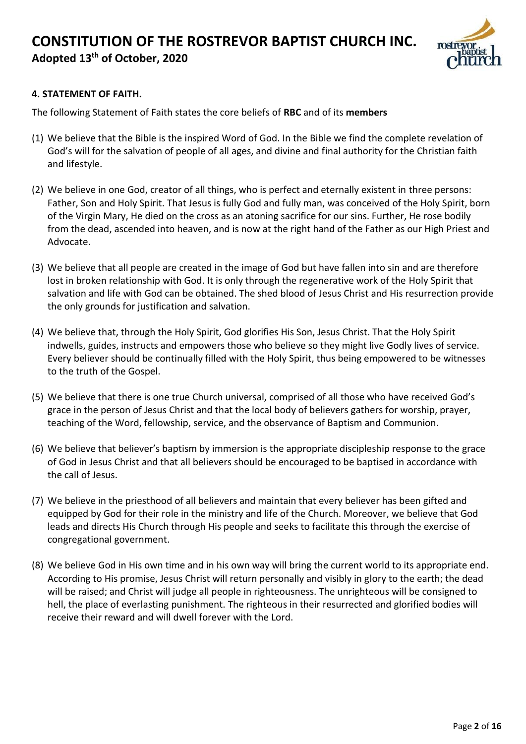### 4. STATEMENT OF FAITH.

The following Statement of Faith states the core beliefs of **RBC** and of its **members**

(1) We believe that the Bible is the inspired Word of God. In the Bible we find the complete revelation of God's will for the salvation of people of all ages, and divine and final authority for the Christian faith and lifestyle.

(2) We believe in one God, creator of all things, who is perfect and eternally existent in three persons: Father, Son and Holy Spirit. That Jesus is fully God and fully man, was conceived of the Holy Spirit, born of the Virgin Mary, He died on the cross as an atoning sacrifice for our sins. Further, He rose bodily from the dead, ascended into heaven, and is now at the right hand of the Father as our High Priest and Advocate.

(3) We believe that all people are created in the image of God but have fallen into sin and are therefore lost in broken relationship with God. It is only through the regenerative work of the Holy Spirit that salvation and life with God can be obtained. The shed blood of Jesus Christ and His resurrection provide the only grounds for justification and salvation.

(4) We believe that, through the Holy Spirit, God glorifies His Son, Jesus Christ. That the Holy Spirit indwells, guides, instructs and empowers those who believe so they might live Godly lives of service. Every believer should be continually filled with the Holy Spirit, thus being empowered to be witnesses to the truth of the Gospel.

(5) We believe that there is one true Church universal, comprised of all those who have received God's grace in the person of Jesus Christ and that the local body of believers gathers for worship, prayer, teaching of the Word, fellowship, service, and the observance of Baptism and Communion.

(6) We believe that believer's baptism by immersion is the appropriate discipleship response to the grace of God in Jesus Christ and that all believers should be encouraged to be baptised in accordance with the call of Jesus.

(7) We believe in the priesthood of all believers and maintain that every believer has been gifted and equipped by God for their role in the ministry and life of the Church. Moreover, we believe that God leads and directs His Church through His people and seeks to facilitate this through the exercise of congregational government.

(8) We believe God in His own time and in his own way will bring the current world to its appropriate end. According to His promise, Jesus Christ will return personally and visibly in glory to the earth; the dead will be raised; and Christ will judge all people in righteousness. The unrighteous will be consigned to hell, the place of everlasting punishment. The righteous in their resurrected and glorified bodies will receive their reward and will dwell forever with the Lord.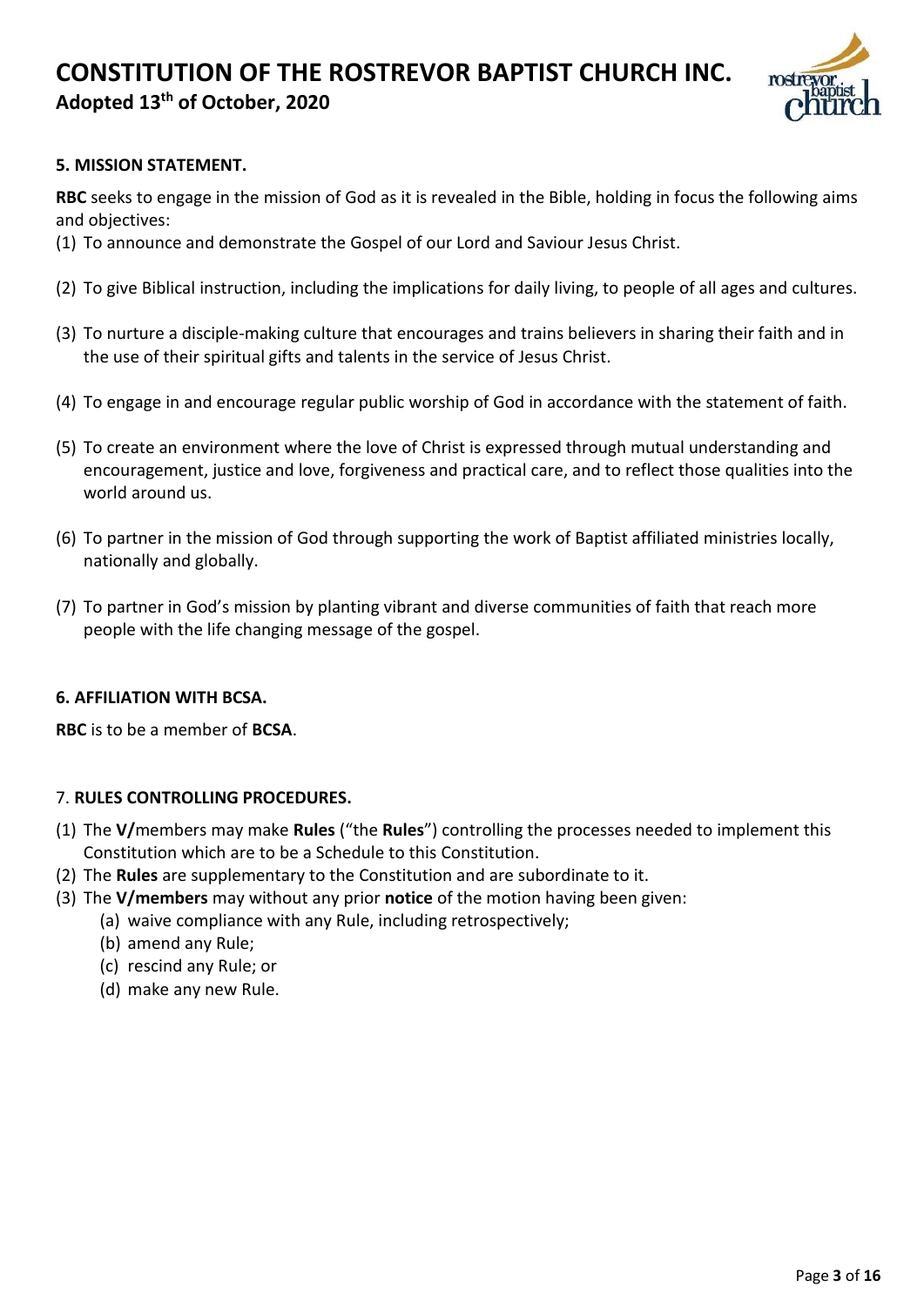### 5. MISSION STATEMENT.

**RBC** seeks to engage in the mission of God as it is revealed in the Bible, holding in focus the following aims and objectives:

(1) To announce and demonstrate the Gospel of our Lord and Saviour Jesus Christ.

(2) To give Biblical instruction, including the implications for daily living, to people of all ages and cultures.

(3) To nurture a disciple-making culture that encourages and trains believers in sharing their faith and in the use of their spiritual gifts and talents in the service of Jesus Christ.

(4) To engage in and encourage regular public worship of God in accordance with the statement of faith.

(5) To create an environment where the love of Christ is expressed through mutual understanding and encouragement, justice and love, forgiveness and practical care, and to reflect those qualities into the world around us.

(6) To partner in the mission of God through supporting the work of Baptist affiliated ministries locally, nationally and globally.

(7) To partner in God's mission by planting vibrant and diverse communities of faith that reach more people with the life changing message of the gospel.

### 6. AFFILIATION WITH BCSA.

**RBC** is to be a member of **BCSA**.

### 7. RULES CONTROLLING PROCEDURES.

(1) The **V/**members may make **Rules** ("the **Rules**") controlling the processes needed to implement this Constitution which are to be a Schedule to this Constitution.

(2) The **Rules** are supplementary to the Constitution and are subordinate to it.

(3) The **V/members** may without any prior **notice** of the motion having been given:
   - (a) waive compliance with any Rule, including retrospectively;
   - (b) amend any Rule;
   - (c) rescind any Rule; or
   - (d) make any new Rule.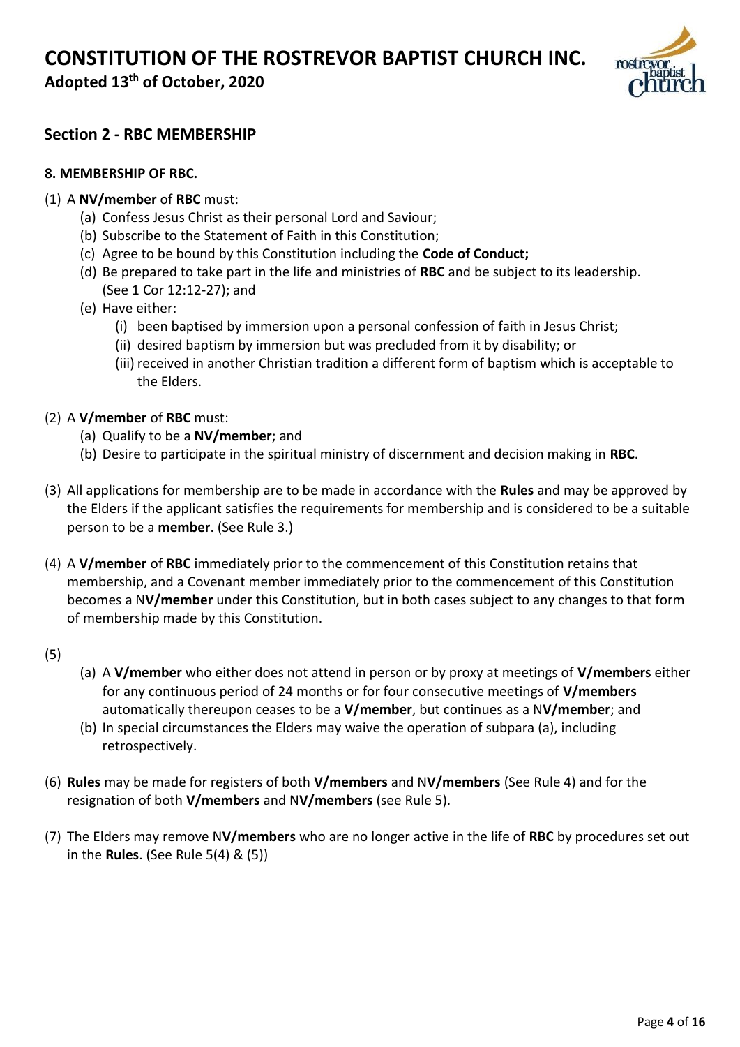## Section 2 - RBC MEMBERSHIP

### 8. MEMBERSHIP OF RBC.

(1) A **NV/member** of **RBC** must:

- (a) Confess Jesus Christ as their personal Lord and Saviour;
- (b) Subscribe to the Statement of Faith in this Constitution;
- (c) Agree to be bound by this Constitution including the **Code of Conduct;**
- (d) Be prepared to take part in the life and ministries of **RBC** and be subject to its leadership. (See 1 Cor 12:12-27); and
- (e) Have either:
  - (i) been baptised by immersion upon a personal confession of faith in Jesus Christ;
  - (ii) desired baptism by immersion but was precluded from it by disability; or
  - (iii) received in another Christian tradition a different form of baptism which is acceptable to the Elders.

(2) A **V/member** of **RBC** must:

- (a) Qualify to be a **NV/member**; and
- (b) Desire to participate in the spiritual ministry of discernment and decision making in **RBC**.

(3) All applications for membership are to be made in accordance with the **Rules** and may be approved by the Elders if the applicant satisfies the requirements for membership and is considered to be a suitable person to be a **member**. (See Rule 3.)

(4) A **V/member** of **RBC** immediately prior to the commencement of this Constitution retains that membership, and a Covenant member immediately prior to the commencement of this Constitution becomes a N**V/member** under this Constitution, but in both cases subject to any changes to that form of membership made by this Constitution.

(5)

- (a) A **V/member** who either does not attend in person or by proxy at meetings of **V/members** either for any continuous period of 24 months or for four consecutive meetings of **V/members** automatically thereupon ceases to be a **V/member**, but continues as a N**V/member**; and
- (b) In special circumstances the Elders may waive the operation of subpara (a), including retrospectively.

(6) **Rules** may be made for registers of both **V/members** and N**V/members** (See Rule 4) and for the resignation of both **V/members** and N**V/members** (see Rule 5).

(7) The Elders may remove N**V/members** who are no longer active in the life of **RBC** by procedures set out in the **Rules**. (See Rule 5(4) & (5))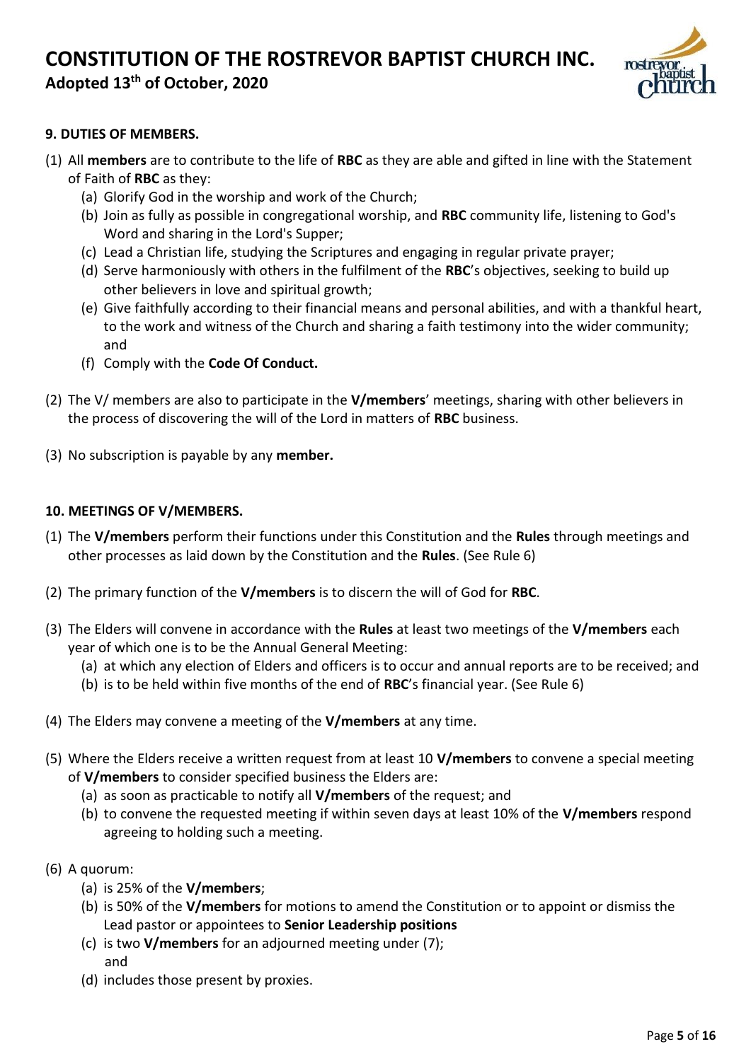**9. DUTIES OF MEMBERS.**

(1) All **members** are to contribute to the life of **RBC** as they are able and gifted in line with the Statement of Faith of **RBC** as they:

   (a) Glorify God in the worship and work of the Church;
   (b) Join as fully as possible in congregational worship, and **RBC** community life, listening to God's Word and sharing in the Lord's Supper;
   (c) Lead a Christian life, studying the Scriptures and engaging in regular private prayer;
   (d) Serve harmoniously with others in the fulfilment of the **RBC**'s objectives, seeking to build up other believers in love and spiritual growth;
   (e) Give faithfully according to their financial means and personal abilities, and with a thankful heart, to the work and witness of the Church and sharing a faith testimony into the wider community; and
   (f) Comply with the **Code Of Conduct.**

(2) The V/ members are also to participate in the **V/members**' meetings, sharing with other believers in the process of discovering the will of the Lord in matters of **RBC** business.

(3) No subscription is payable by any **member.**

**10. MEETINGS OF V/MEMBERS.**

(1) The **V/members** perform their functions under this Constitution and the **Rules** through meetings and other processes as laid down by the Constitution and the **Rules**. (See Rule 6)

(2) The primary function of the **V/members** is to discern the will of God for **RBC**.

(3) The Elders will convene in accordance with the **Rules** at least two meetings of the **V/members** each year of which one is to be the Annual General Meeting:

   (a) at which any election of Elders and officers is to occur and annual reports are to be received; and
   (b) is to be held within five months of the end of **RBC**'s financial year. (See Rule 6)

(4) The Elders may convene a meeting of the **V/members** at any time.

(5) Where the Elders receive a written request from at least 10 **V/members** to convene a special meeting of **V/members** to consider specified business the Elders are:

   (a) as soon as practicable to notify all **V/members** of the request; and
   (b) to convene the requested meeting if within seven days at least 10% of the **V/members** respond agreeing to holding such a meeting.

(6) A quorum:

   (a) is 25% of the **V/members**;
   (b) is 50% of the **V/members** for motions to amend the Constitution or to appoint or dismiss the Lead pastor or appointees to **Senior Leadership positions**
   (c) is two **V/members** for an adjourned meeting under (7); and
   (d) includes those present by proxies.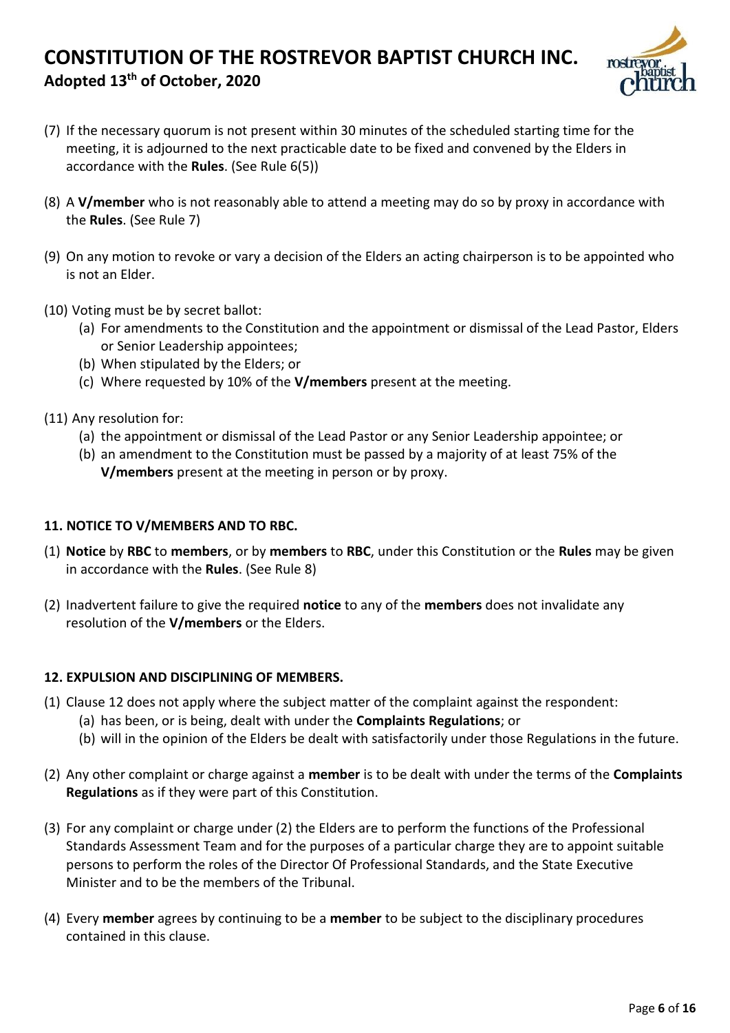(7) If the necessary quorum is not present within 30 minutes of the scheduled starting time for the meeting, it is adjourned to the next practicable date to be fixed and convened by the Elders in accordance with the **Rules**. (See Rule 6(5))

(8) A **V/member** who is not reasonably able to attend a meeting may do so by proxy in accordance with the **Rules**. (See Rule 7)

(9) On any motion to revoke or vary a decision of the Elders an acting chairperson is to be appointed who is not an Elder.

(10) Voting must be by secret ballot:
   (a) For amendments to the Constitution and the appointment or dismissal of the Lead Pastor, Elders or Senior Leadership appointees;
   (b) When stipulated by the Elders; or
   (c) Where requested by 10% of the **V/members** present at the meeting.

(11) Any resolution for:
   (a) the appointment or dismissal of the Lead Pastor or any Senior Leadership appointee; or
   (b) an amendment to the Constitution must be passed by a majority of at least 75% of the **V/members** present at the meeting in person or by proxy.

### 11. NOTICE TO V/MEMBERS AND TO RBC.

(1) **Notice** by **RBC** to **members**, or by **members** to **RBC**, under this Constitution or the **Rules** may be given in accordance with the **Rules**. (See Rule 8)

(2) Inadvertent failure to give the required **notice** to any of the **members** does not invalidate any resolution of the **V/members** or the Elders.

### 12. EXPULSION AND DISCIPLINING OF MEMBERS.

(1) Clause 12 does not apply where the subject matter of the complaint against the respondent:
   (a) has been, or is being, dealt with under the **Complaints Regulations**; or
   (b) will in the opinion of the Elders be dealt with satisfactorily under those Regulations in the future.

(2) Any other complaint or charge against a **member** is to be dealt with under the terms of the **Complaints Regulations** as if they were part of this Constitution.

(3) For any complaint or charge under (2) the Elders are to perform the functions of the Professional Standards Assessment Team and for the purposes of a particular charge they are to appoint suitable persons to perform the roles of the Director Of Professional Standards, and the State Executive Minister and to be the members of the Tribunal.

(4) Every **member** agrees by continuing to be a **member** to be subject to the disciplinary procedures contained in this clause.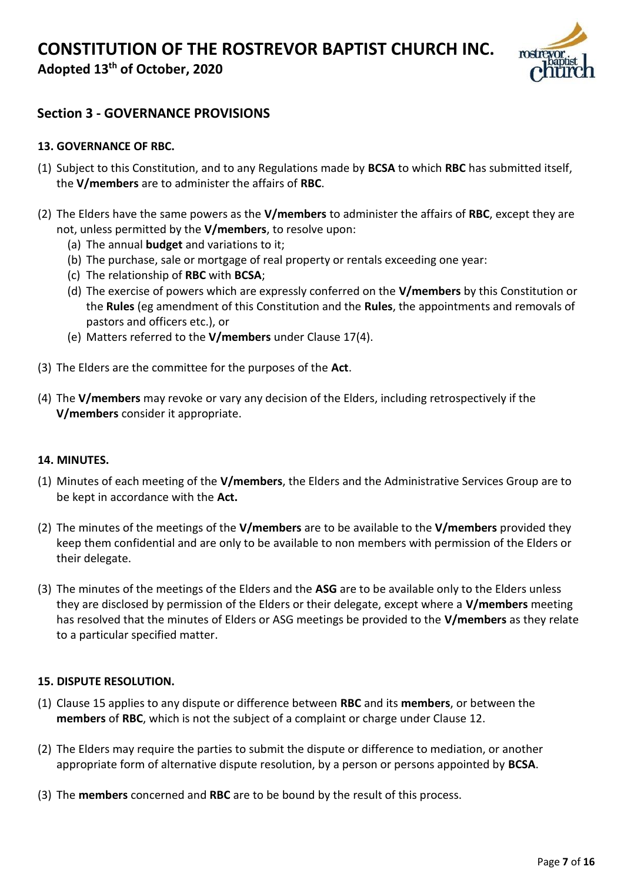## Section 3 - GOVERNANCE PROVISIONS

### 13. GOVERNANCE OF RBC.

(1) Subject to this Constitution, and to any Regulations made by **BCSA** to which **RBC** has submitted itself, the **V/members** are to administer the affairs of **RBC**.

(2) The Elders have the same powers as the **V/members** to administer the affairs of **RBC**, except they are not, unless permitted by the **V/members**, to resolve upon:

   (a) The annual **budget** and variations to it;
   (b) The purchase, sale or mortgage of real property or rentals exceeding one year:
   (c) The relationship of **RBC** with **BCSA**;
   (d) The exercise of powers which are expressly conferred on the **V/members** by this Constitution or the **Rules** (eg amendment of this Constitution and the **Rules**, the appointments and removals of pastors and officers etc.), or
   (e) Matters referred to the **V/members** under Clause 17(4).

(3) The Elders are the committee for the purposes of the **Act**.

(4) The **V/members** may revoke or vary any decision of the Elders, including retrospectively if the **V/members** consider it appropriate.

### 14. MINUTES.

(1) Minutes of each meeting of the **V/members**, the Elders and the Administrative Services Group are to be kept in accordance with the **Act.**

(2) The minutes of the meetings of the **V/members** are to be available to the **V/members** provided they keep them confidential and are only to be available to non members with permission of the Elders or their delegate.

(3) The minutes of the meetings of the Elders and the **ASG** are to be available only to the Elders unless they are disclosed by permission of the Elders or their delegate, except where a **V/members** meeting has resolved that the minutes of Elders or ASG meetings be provided to the **V/members** as they relate to a particular specified matter.

### 15. DISPUTE RESOLUTION.

(1) Clause 15 applies to any dispute or difference between **RBC** and its **members**, or between the **members** of **RBC**, which is not the subject of a complaint or charge under Clause 12.

(2) The Elders may require the parties to submit the dispute or difference to mediation, or another appropriate form of alternative dispute resolution, by a person or persons appointed by **BCSA**.

(3) The **members** concerned and **RBC** are to be bound by the result of this process.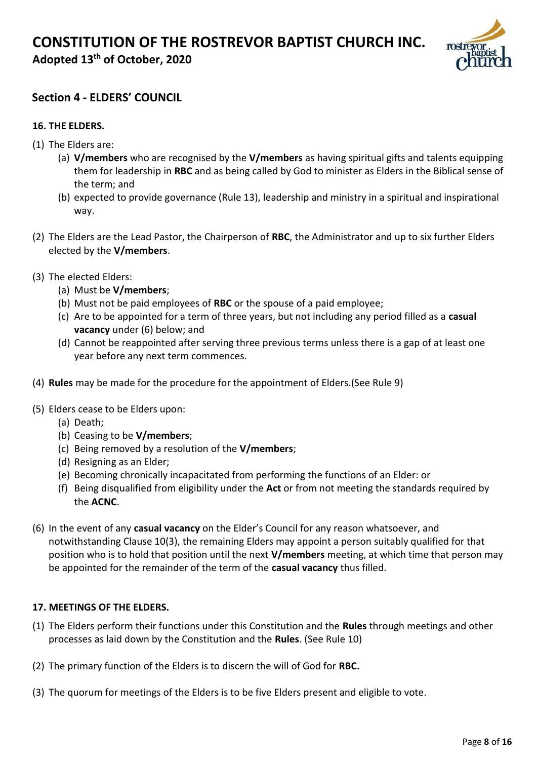## Section 4 - ELDERS' COUNCIL

### 16. THE ELDERS.

(1) The Elders are:

   (a) **V/members** who are recognised by the **V/members** as having spiritual gifts and talents equipping them for leadership in **RBC** and as being called by God to minister as Elders in the Biblical sense of the term; and

   (b) expected to provide governance (Rule 13), leadership and ministry in a spiritual and inspirational way.

(2) The Elders are the Lead Pastor, the Chairperson of **RBC**, the Administrator and up to six further Elders elected by the **V/members**.

(3) The elected Elders:

   (a) Must be **V/members**;

   (b) Must not be paid employees of **RBC** or the spouse of a paid employee;

   (c) Are to be appointed for a term of three years, but not including any period filled as a **casual vacancy** under (6) below; and

   (d) Cannot be reappointed after serving three previous terms unless there is a gap of at least one year before any next term commences.

(4) **Rules** may be made for the procedure for the appointment of Elders.(See Rule 9)

(5) Elders cease to be Elders upon:

   (a) Death;

   (b) Ceasing to be **V/members**;

   (c) Being removed by a resolution of the **V/members**;

   (d) Resigning as an Elder;

   (e) Becoming chronically incapacitated from performing the functions of an Elder: or

   (f) Being disqualified from eligibility under the **Act** or from not meeting the standards required by the **ACNC**.

(6) In the event of any **casual vacancy** on the Elder's Council for any reason whatsoever, and notwithstanding Clause 10(3), the remaining Elders may appoint a person suitably qualified for that position who is to hold that position until the next **V/members** meeting, at which time that person may be appointed for the remainder of the term of the **casual vacancy** thus filled.

### 17. MEETINGS OF THE ELDERS.

(1) The Elders perform their functions under this Constitution and the **Rules** through meetings and other processes as laid down by the Constitution and the **Rules**. (See Rule 10)

(2) The primary function of the Elders is to discern the will of God for **RBC.**

(3) The quorum for meetings of the Elders is to be five Elders present and eligible to vote.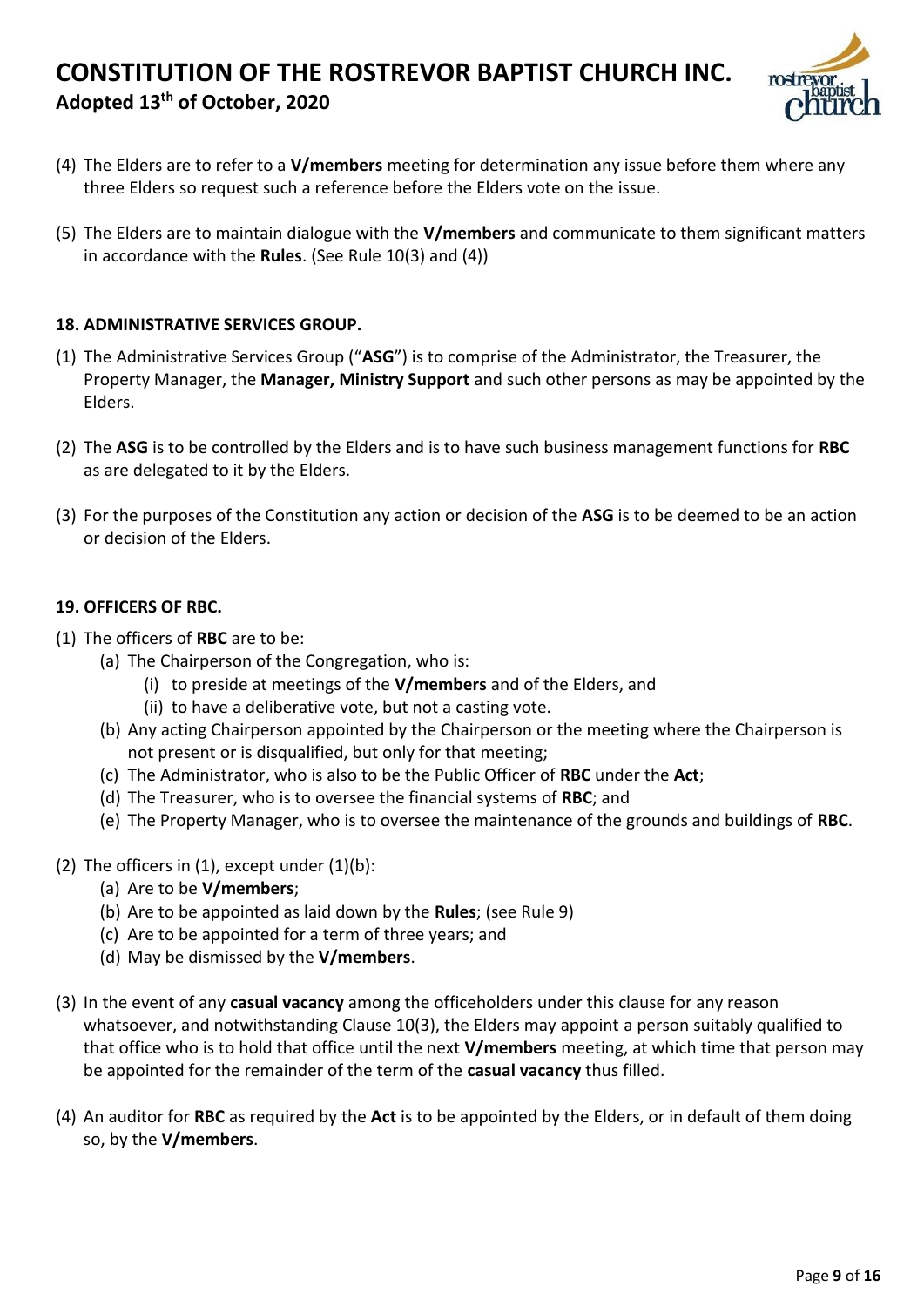(4) The Elders are to refer to a **V/members** meeting for determination any issue before them where any three Elders so request such a reference before the Elders vote on the issue.

(5) The Elders are to maintain dialogue with the **V/members** and communicate to them significant matters in accordance with the **Rules**. (See Rule 10(3) and (4))

**18. ADMINISTRATIVE SERVICES GROUP.**

(1) The Administrative Services Group ("**ASG**") is to comprise of the Administrator, the Treasurer, the Property Manager, the **Manager, Ministry Support** and such other persons as may be appointed by the Elders.

(2) The **ASG** is to be controlled by the Elders and is to have such business management functions for **RBC** as are delegated to it by the Elders.

(3) For the purposes of the Constitution any action or decision of the **ASG** is to be deemed to be an action or decision of the Elders.

**19. OFFICERS OF RBC.**

(1) The officers of **RBC** are to be:
   - (a) The Chairperson of the Congregation, who is:
     - (i) to preside at meetings of the **V/members** and of the Elders, and
     - (ii) to have a deliberative vote, but not a casting vote.
   - (b) Any acting Chairperson appointed by the Chairperson or the meeting where the Chairperson is not present or is disqualified, but only for that meeting;
   - (c) The Administrator, who is also to be the Public Officer of **RBC** under the **Act**;
   - (d) The Treasurer, who is to oversee the financial systems of **RBC**; and
   - (e) The Property Manager, who is to oversee the maintenance of the grounds and buildings of **RBC**.

(2) The officers in (1), except under (1)(b):
   - (a) Are to be **V/members**;
   - (b) Are to be appointed as laid down by the **Rules**; (see Rule 9)
   - (c) Are to be appointed for a term of three years; and
   - (d) May be dismissed by the **V/members**.

(3) In the event of any **casual vacancy** among the officeholders under this clause for any reason whatsoever, and notwithstanding Clause 10(3), the Elders may appoint a person suitably qualified to that office who is to hold that office until the next **V/members** meeting, at which time that person may be appointed for the remainder of the term of the **casual vacancy** thus filled.

(4) An auditor for **RBC** as required by the **Act** is to be appointed by the Elders, or in default of them doing so, by the **V/members**.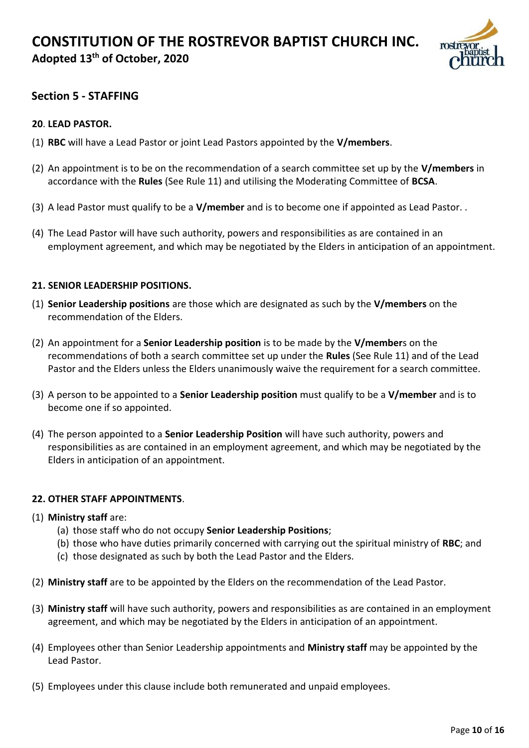## Section 5 - STAFFING

**20**. **LEAD PASTOR.**

(1) **RBC** will have a Lead Pastor or joint Lead Pastors appointed by the **V/members**.

(2) An appointment is to be on the recommendation of a search committee set up by the **V/members** in accordance with the **Rules** (See Rule 11) and utilising the Moderating Committee of **BCSA**.

(3) A lead Pastor must qualify to be a **V/member** and is to become one if appointed as Lead Pastor. .

(4) The Lead Pastor will have such authority, powers and responsibilities as are contained in an employment agreement, and which may be negotiated by the Elders in anticipation of an appointment.

**21. SENIOR LEADERSHIP POSITIONS.**

(1) **Senior Leadership positions** are those which are designated as such by the **V/members** on the recommendation of the Elders.

(2) An appointment for a **Senior Leadership position** is to be made by the **V/member**s on the recommendations of both a search committee set up under the **Rules** (See Rule 11) and of the Lead Pastor and the Elders unless the Elders unanimously waive the requirement for a search committee.

(3) A person to be appointed to a **Senior Leadership position** must qualify to be a **V/member** and is to become one if so appointed.

(4) The person appointed to a **Senior Leadership Position** will have such authority, powers and responsibilities as are contained in an employment agreement, and which may be negotiated by the Elders in anticipation of an appointment.

**22. OTHER STAFF APPOINTMENTS**.

(1) **Ministry staff** are:
   (a) those staff who do not occupy **Senior Leadership Positions**;
   (b) those who have duties primarily concerned with carrying out the spiritual ministry of **RBC**; and
   (c) those designated as such by both the Lead Pastor and the Elders.

(2) **Ministry staff** are to be appointed by the Elders on the recommendation of the Lead Pastor.

(3) **Ministry staff** will have such authority, powers and responsibilities as are contained in an employment agreement, and which may be negotiated by the Elders in anticipation of an appointment.

(4) Employees other than Senior Leadership appointments and **Ministry staff** may be appointed by the Lead Pastor.

(5) Employees under this clause include both remunerated and unpaid employees.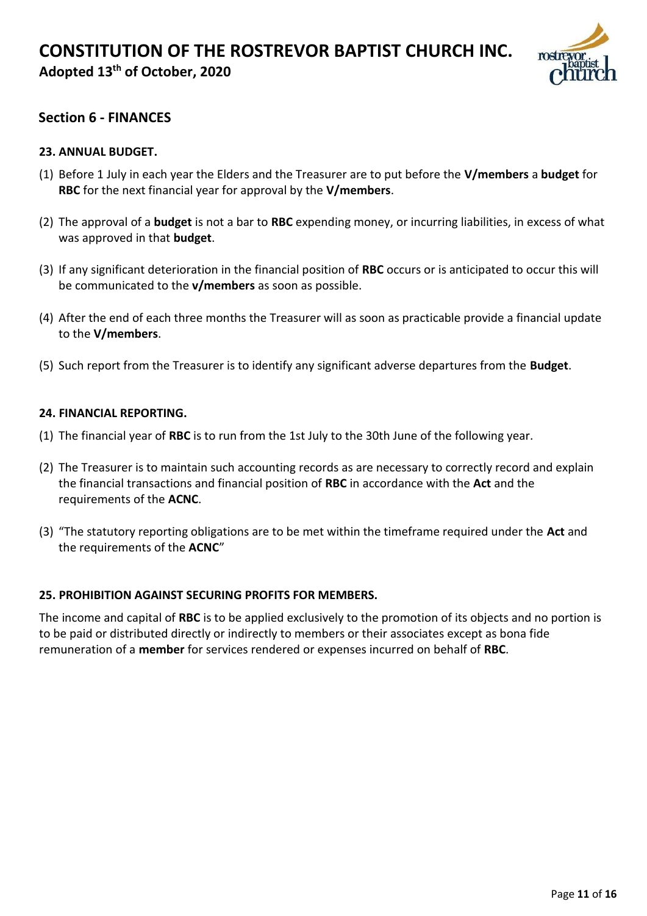## Section 6 - FINANCES

### 23. ANNUAL BUDGET.

(1) Before 1 July in each year the Elders and the Treasurer are to put before the **V/members** a **budget** for **RBC** for the next financial year for approval by the **V/members**.

(2) The approval of a **budget** is not a bar to **RBC** expending money, or incurring liabilities, in excess of what was approved in that **budget**.

(3) If any significant deterioration in the financial position of **RBC** occurs or is anticipated to occur this will be communicated to the **v/members** as soon as possible.

(4) After the end of each three months the Treasurer will as soon as practicable provide a financial update to the **V/members**.

(5) Such report from the Treasurer is to identify any significant adverse departures from the **Budget**.

### 24. FINANCIAL REPORTING.

(1) The financial year of **RBC** is to run from the 1st July to the 30th June of the following year.

(2) The Treasurer is to maintain such accounting records as are necessary to correctly record and explain the financial transactions and financial position of **RBC** in accordance with the **Act** and the requirements of the **ACNC**.

(3) "The statutory reporting obligations are to be met within the timeframe required under the **Act** and the requirements of the **ACNC**"

### 25. PROHIBITION AGAINST SECURING PROFITS FOR MEMBERS.

The income and capital of **RBC** is to be applied exclusively to the promotion of its objects and no portion is to be paid or distributed directly or indirectly to members or their associates except as bona fide remuneration of a **member** for services rendered or expenses incurred on behalf of **RBC**.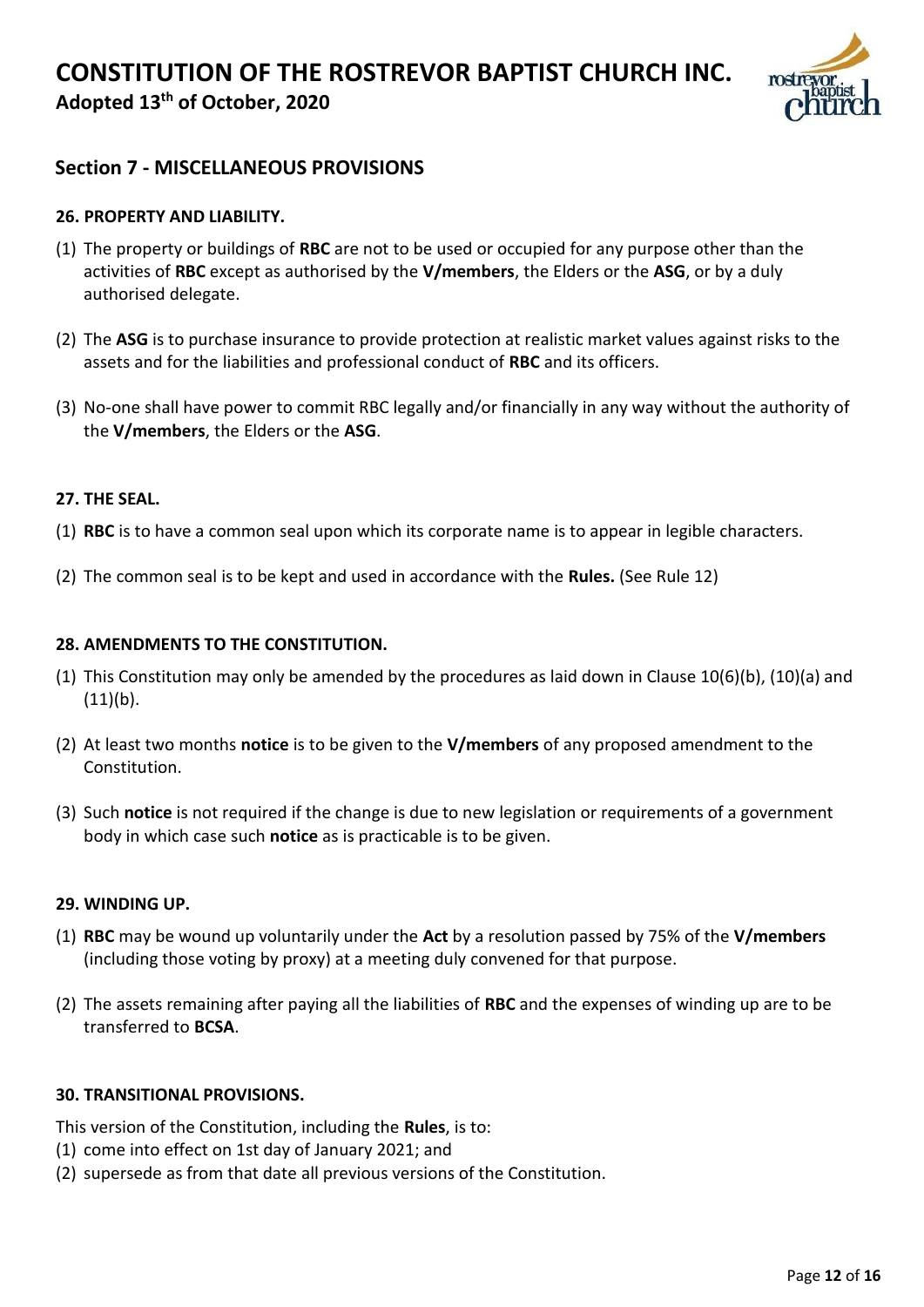## Section 7 - MISCELLANEOUS PROVISIONS

### 26. PROPERTY AND LIABILITY.

(1) The property or buildings of **RBC** are not to be used or occupied for any purpose other than the activities of **RBC** except as authorised by the **V/members**, the Elders or the **ASG**, or by a duly authorised delegate.

(2) The **ASG** is to purchase insurance to provide protection at realistic market values against risks to the assets and for the liabilities and professional conduct of **RBC** and its officers.

(3) No-one shall have power to commit RBC legally and/or financially in any way without the authority of the **V/members**, the Elders or the **ASG**.

### 27. THE SEAL.

(1) **RBC** is to have a common seal upon which its corporate name is to appear in legible characters.

(2) The common seal is to be kept and used in accordance with the **Rules.** (See Rule 12)

### 28. AMENDMENTS TO THE CONSTITUTION.

(1) This Constitution may only be amended by the procedures as laid down in Clause 10(6)(b), (10)(a) and (11)(b).

(2) At least two months **notice** is to be given to the **V/members** of any proposed amendment to the Constitution.

(3) Such **notice** is not required if the change is due to new legislation or requirements of a government body in which case such **notice** as is practicable is to be given.

### 29. WINDING UP.

(1) **RBC** may be wound up voluntarily under the **Act** by a resolution passed by 75% of the **V/members** (including those voting by proxy) at a meeting duly convened for that purpose.

(2) The assets remaining after paying all the liabilities of **RBC** and the expenses of winding up are to be transferred to **BCSA**.

### 30. TRANSITIONAL PROVISIONS.

This version of the Constitution, including the **Rules**, is to:

(1) come into effect on 1st day of January 2021; and

(2) supersede as from that date all previous versions of the Constitution.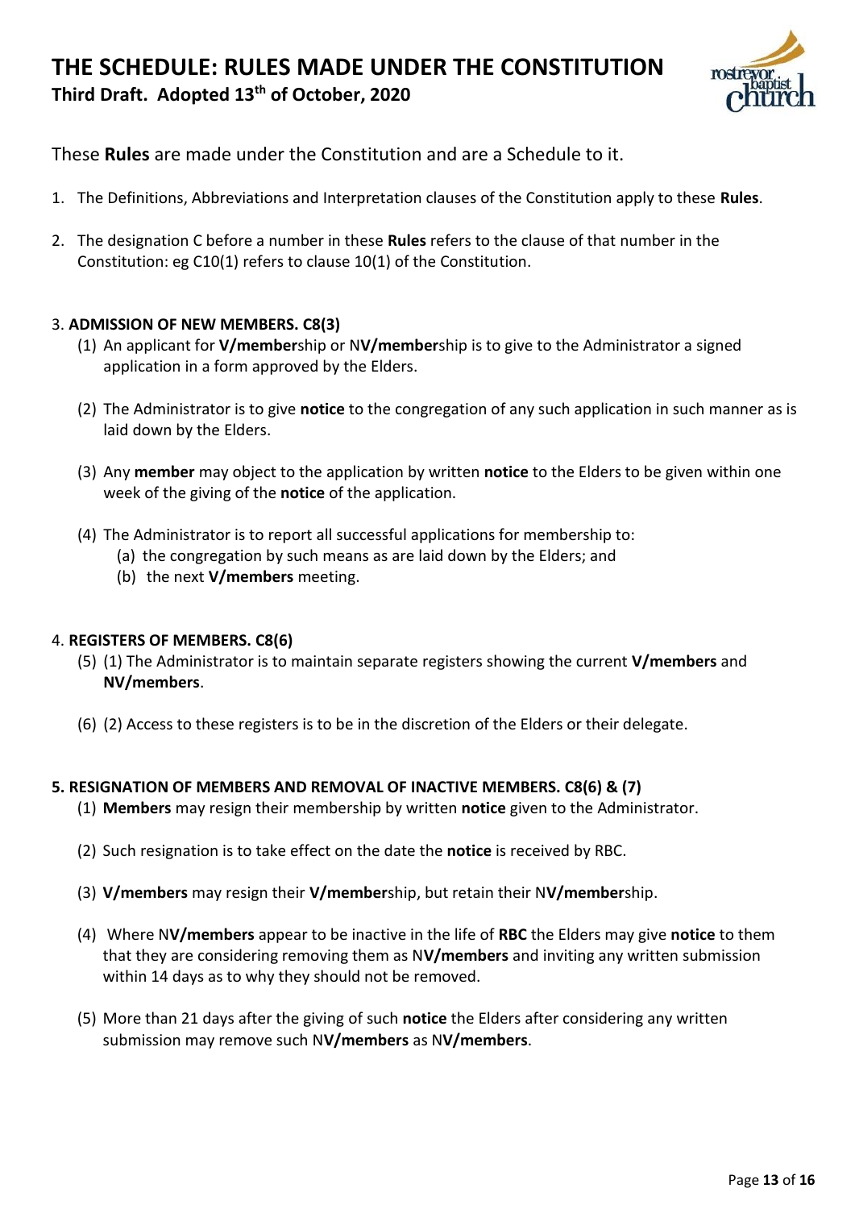# THE SCHEDULE: RULES MADE UNDER THE CONSTITUTION

**Third Draft. Adopted 13th of October, 2020**

These **Rules** are made under the Constitution and are a Schedule to it.

1. The Definitions, Abbreviations and Interpretation clauses of the Constitution apply to these **Rules**.

2. The designation C before a number in these **Rules** refers to the clause of that number in the Constitution: eg C10(1) refers to clause 10(1) of the Constitution.

3. **ADMISSION OF NEW MEMBERS. C8(3)**
   (1) An applicant for **V/member**ship or N**V/member**ship is to give to the Administrator a signed application in a form approved by the Elders.

   (2) The Administrator is to give **notice** to the congregation of any such application in such manner as is laid down by the Elders.

   (3) Any **member** may object to the application by written **notice** to the Elders to be given within one week of the giving of the **notice** of the application.

   (4) The Administrator is to report all successful applications for membership to:
      (a) the congregation by such means as are laid down by the Elders; and
      (b) the next **V/members** meeting.

4. **REGISTERS OF MEMBERS. C8(6)**
   (5) (1) The Administrator is to maintain separate registers showing the current **V/members** and **NV/members**.

   (6) (2) Access to these registers is to be in the discretion of the Elders or their delegate.

**5. RESIGNATION OF MEMBERS AND REMOVAL OF INACTIVE MEMBERS. C8(6) & (7)**
   (1) **Members** may resign their membership by written **notice** given to the Administrator.

   (2) Such resignation is to take effect on the date the **notice** is received by RBC.

   (3) **V/members** may resign their **V/member**ship, but retain their N**V/member**ship.

   (4) Where N**V/members** appear to be inactive in the life of **RBC** the Elders may give **notice** to them that they are considering removing them as N**V/members** and inviting any written submission within 14 days as to why they should not be removed.

   (5) More than 21 days after the giving of such **notice** the Elders after considering any written submission may remove such N**V/members** as N**V/members**.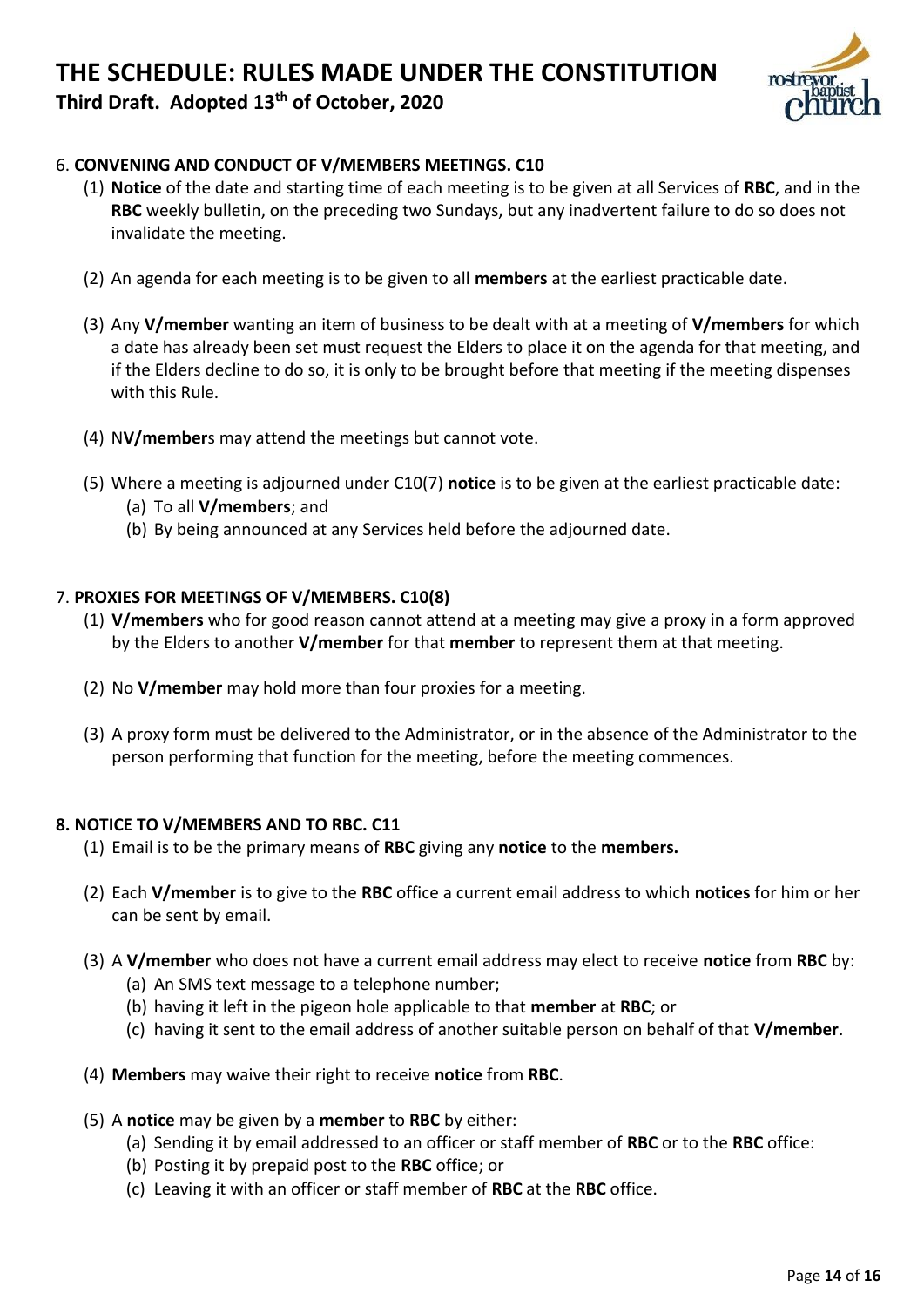# THE SCHEDULE: RULES MADE UNDER THE CONSTITUTION

**Third Draft. Adopted 13th of October, 2020**

6. **CONVENING AND CONDUCT OF V/MEMBERS MEETINGS. C10**

(1) **Notice** of the date and starting time of each meeting is to be given at all Services of **RBC**, and in the **RBC** weekly bulletin, on the preceding two Sundays, but any inadvertent failure to do so does not invalidate the meeting.

(2) An agenda for each meeting is to be given to all **members** at the earliest practicable date.

(3) Any **V/member** wanting an item of business to be dealt with at a meeting of **V/members** for which a date has already been set must request the Elders to place it on the agenda for that meeting, and if the Elders decline to do so, it is only to be brought before that meeting if the meeting dispenses with this Rule.

(4) N**V/member**s may attend the meetings but cannot vote.

(5) Where a meeting is adjourned under C10(7) **notice** is to be given at the earliest practicable date:
   (a) To all **V/members**; and
   (b) By being announced at any Services held before the adjourned date.

7. **PROXIES FOR MEETINGS OF V/MEMBERS. C10(8)**

(1) **V/members** who for good reason cannot attend at a meeting may give a proxy in a form approved by the Elders to another **V/member** for that **member** to represent them at that meeting.

(2) No **V/member** may hold more than four proxies for a meeting.

(3) A proxy form must be delivered to the Administrator, or in the absence of the Administrator to the person performing that function for the meeting, before the meeting commences.

**8. NOTICE TO V/MEMBERS AND TO RBC. C11**

(1) Email is to be the primary means of **RBC** giving any **notice** to the **members.**

(2) Each **V/member** is to give to the **RBC** office a current email address to which **notices** for him or her can be sent by email.

(3) A **V/member** who does not have a current email address may elect to receive **notice** from **RBC** by:
   (a) An SMS text message to a telephone number;
   (b) having it left in the pigeon hole applicable to that **member** at **RBC**; or
   (c) having it sent to the email address of another suitable person on behalf of that **V/member**.

(4) **Members** may waive their right to receive **notice** from **RBC**.

(5) A **notice** may be given by a **member** to **RBC** by either:
   (a) Sending it by email addressed to an officer or staff member of **RBC** or to the **RBC** office:
   (b) Posting it by prepaid post to the **RBC** office; or
   (c) Leaving it with an officer or staff member of **RBC** at the **RBC** office.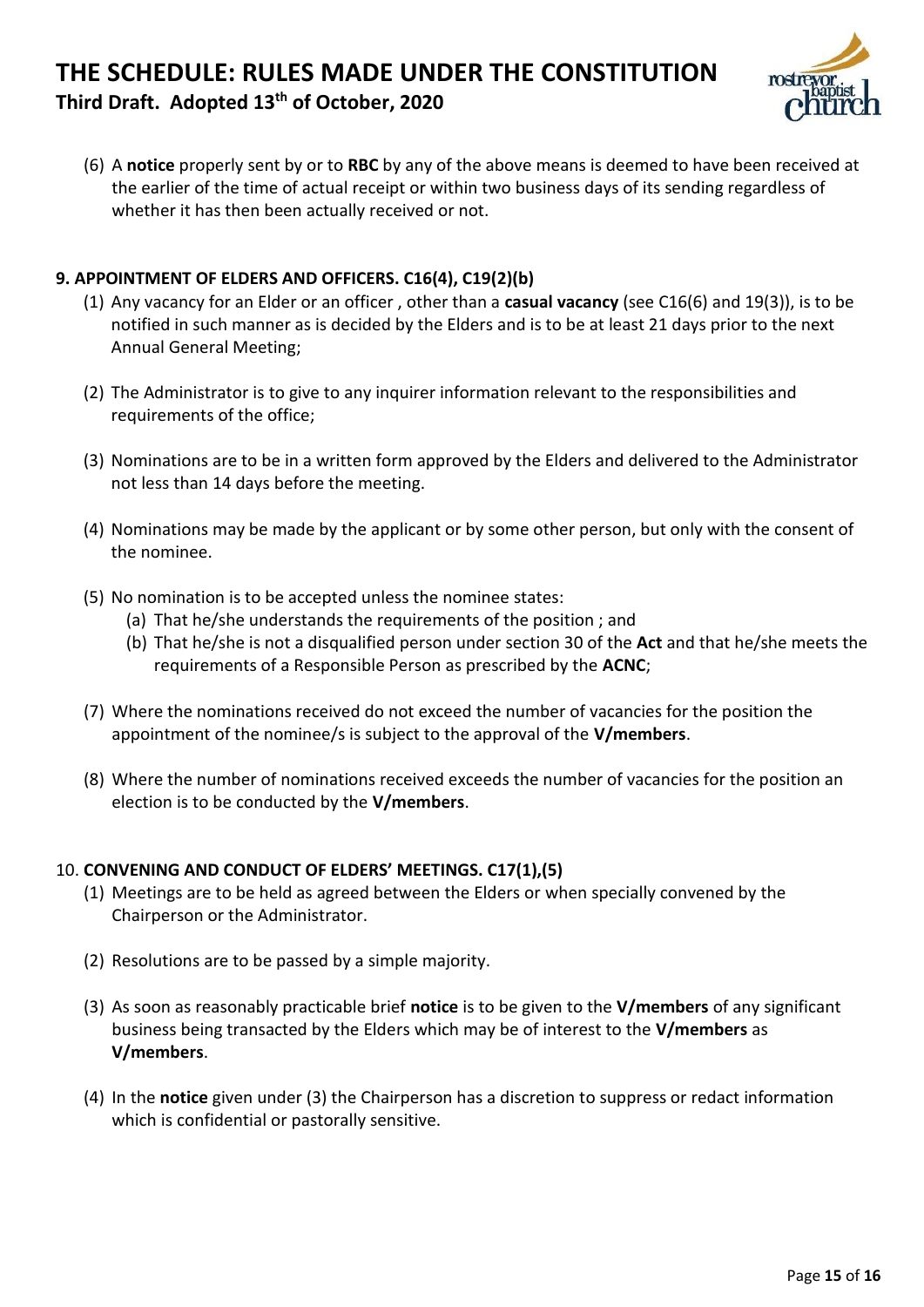(6) A **notice** properly sent by or to **RBC** by any of the above means is deemed to have been received at the earlier of the time of actual receipt or within two business days of its sending regardless of whether it has then been actually received or not.

**9. APPOINTMENT OF ELDERS AND OFFICERS. C16(4), C19(2)(b)**

(1) Any vacancy for an Elder or an officer , other than a **casual vacancy** (see C16(6) and 19(3)), is to be notified in such manner as is decided by the Elders and is to be at least 21 days prior to the next Annual General Meeting;

(2) The Administrator is to give to any inquirer information relevant to the responsibilities and requirements of the office;

(3) Nominations are to be in a written form approved by the Elders and delivered to the Administrator not less than 14 days before the meeting.

(4) Nominations may be made by the applicant or by some other person, but only with the consent of the nominee.

(5) No nomination is to be accepted unless the nominee states:
   (a) That he/she understands the requirements of the position ; and
   (b) That he/she is not a disqualified person under section 30 of the **Act** and that he/she meets the requirements of a Responsible Person as prescribed by the **ACNC**;

(7) Where the nominations received do not exceed the number of vacancies for the position the appointment of the nominee/s is subject to the approval of the **V/members**.

(8) Where the number of nominations received exceeds the number of vacancies for the position an election is to be conducted by the **V/members**.

10. **CONVENING AND CONDUCT OF ELDERS' MEETINGS. C17(1),(5)**

(1) Meetings are to be held as agreed between the Elders or when specially convened by the Chairperson or the Administrator.

(2) Resolutions are to be passed by a simple majority.

(3) As soon as reasonably practicable brief **notice** is to be given to the **V/members** of any significant business being transacted by the Elders which may be of interest to the **V/members** as **V/members**.

(4) In the **notice** given under (3) the Chairperson has a discretion to suppress or redact information which is confidential or pastorally sensitive.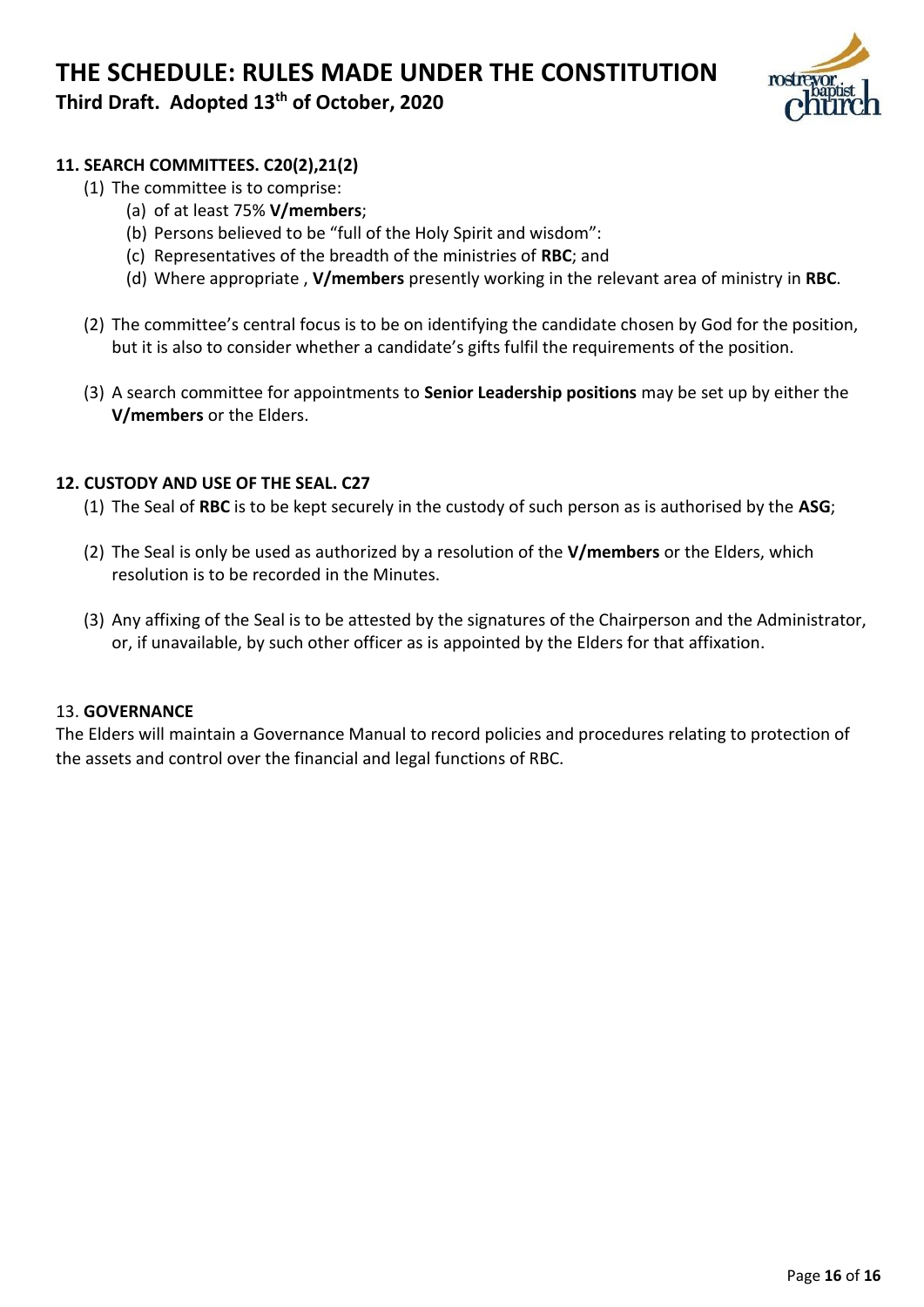**11. SEARCH COMMITTEES. C20(2),21(2)**

(1) The committee is to comprise:

  (a) of at least 75% **V/members**;

  (b) Persons believed to be "full of the Holy Spirit and wisdom":

  (c) Representatives of the breadth of the ministries of **RBC**; and

  (d) Where appropriate , **V/members** presently working in the relevant area of ministry in **RBC**.

(2) The committee's central focus is to be on identifying the candidate chosen by God for the position, but it is also to consider whether a candidate's gifts fulfil the requirements of the position.

(3) A search committee for appointments to **Senior Leadership positions** may be set up by either the **V/members** or the Elders.

**12. CUSTODY AND USE OF THE SEAL. C27**

(1) The Seal of **RBC** is to be kept securely in the custody of such person as is authorised by the **ASG**;

(2) The Seal is only be used as authorized by a resolution of the **V/members** or the Elders, which resolution is to be recorded in the Minutes.

(3) Any affixing of the Seal is to be attested by the signatures of the Chairperson and the Administrator, or, if unavailable, by such other officer as is appointed by the Elders for that affixation.

13. **GOVERNANCE**

The Elders will maintain a Governance Manual to record policies and procedures relating to protection of the assets and control over the financial and legal functions of RBC.